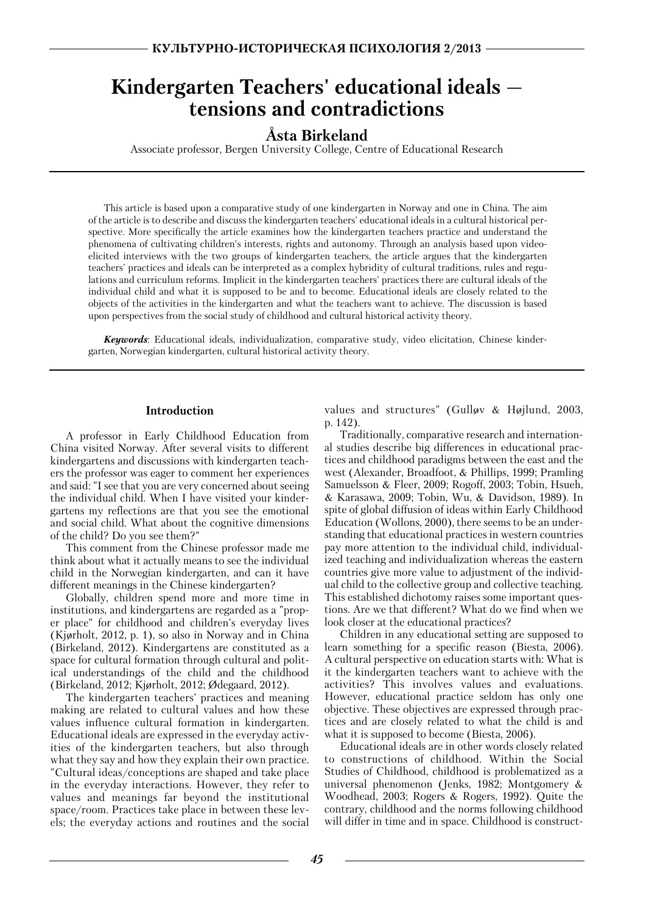# Kindergarten Teachers' educational ideals — tensions and contradictions

**Åsta Birkeland**

Associate professor, Bergen University College, Centre of Educational Research

This article is based upon a comparative study of one kindergarten in Norway and one in China. The aim of the article is to describe and discuss the kindergarten teachers' educational ideals in a cultural historical perspective. More specifically the article examines how the kindergarten teachers practice and understand the phenomena of cultivating children's interests, rights and autonomy. Through an analysis based upon video-elicited interviews with the two groups of kindergarten teachers, the article argues that the kindergarten teachers' practices and ideals can be interpreted as a complex hybridity of cultural traditions, rules and regulations and curriculum reforms. Implicit in the kindergarten teachers' practices there are cultural ideals of the individual child and what it is supposed to be and to become. Educational ideals are closely related to the objects of the activities in the kindergarten and what the teachers want to achieve. The discussion is based upon perspectives from the social study of childhood and cultural historical activity theory.

***Keywords***: Educational ideals, individualization, comparative study, video elicitation, Chinese kindergarten, Norwegian kindergarten, cultural historical activity theory.

## Introduction

A professor in Early Childhood Education from China visited Norway. After several visits to different kindergartens and discussions with kindergarten teachers the professor was eager to comment her experiences and said: "I see that you are very concerned about seeing the individual child. When I have visited your kindergartens my reflections are that you see the emotional and social child. What about the cognitive dimensions of the child? Do you see them?"

This comment from the Chinese professor made me think about what it actually means to see the individual child in the Norwegian kindergarten, and can it have different meanings in the Chinese kindergarten?

Globally, children spend more and more time in institutions, and kindergartens are regarded as a "proper place" for childhood and children's everyday lives (Kjørholt, 2012, p. 1), so also in Norway and in China (Birkeland, 2012). Kindergartens are constituted as a space for cultural formation through cultural and political understandings of the child and the childhood (Birkeland, 2012; Kjørholt, 2012; Ødegaard, 2012).

The kindergarten teachers' practices and meaning making are related to cultural values and how these values influence cultural formation in kindergarten. Educational ideals are expressed in the everyday activities of the kindergarten teachers, but also through what they say and how they explain their own practice. "Cultural ideas/conceptions are shaped and take place in the everyday interactions. However, they refer to values and meanings far beyond the institutional space/room. Practices take place in between these levels; the everyday actions and routines and the social values and structures" (Gulløv & Højlund, 2003, p. 142).

Traditionally, comparative research and international studies describe big differences in educational practices and childhood paradigms between the east and the west (Alexander, Broadfoot, & Phillips, 1999; Pramling Samuelsson & Fleer, 2009; Rogoff, 2003; Tobin, Hsueh, & Karasawa, 2009; Tobin, Wu, & Davidson, 1989). In spite of global diffusion of ideas within Early Childhood Education (Wollons, 2000), there seems to be an understanding that educational practices in western countries pay more attention to the individual child, individualized teaching and individualization whereas the eastern countries give more value to adjustment of the individual child to the collective group and collective teaching. This established dichotomy raises some important questions. Are we that different? What do we find when we look closer at the educational practices?

Children in any educational setting are supposed to learn something for a specific reason (Biesta, 2006). A cultural perspective on education starts with: What is it the kindergarten teachers want to achieve with the activities? This involves values and evaluations. However, educational practice seldom has only one objective. These objectives are expressed through practices and are closely related to what the child is and what it is supposed to become (Biesta, 2006).

Educational ideals are in other words closely related to constructions of childhood. Within the Social Studies of Childhood, childhood is problematized as a universal phenomenon (Jenks, 1982; Montgomery & Woodhead, 2003; Rogers & Rogers, 1992). Quite the contrary, childhood and the norms following childhood will differ in time and in space. Childhood is construct-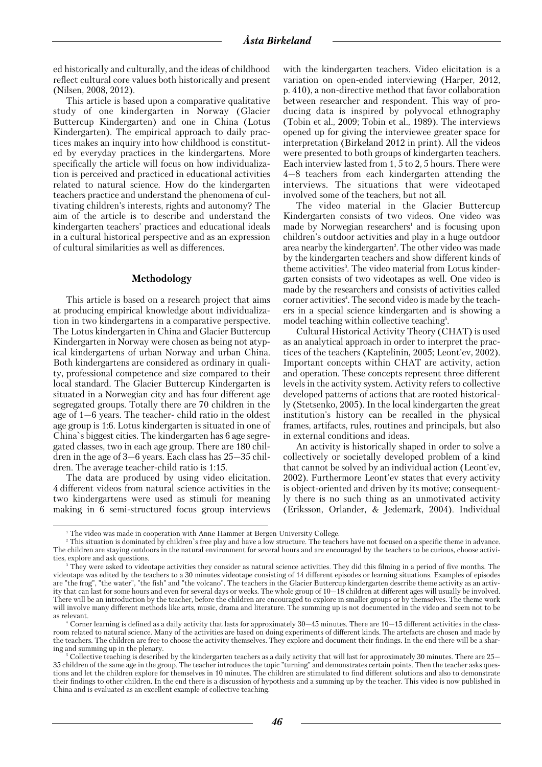ed historically and culturally, and the ideas of childhood reflect cultural core values both historically and present (Nilsen, 2008, 2012).

This article is based upon a comparative qualitative study of one kindergarten in Norway (Glacier Buttercup Kindergarten) and one in China (Lotus Kindergarten). The empirical approach to daily practices makes an inquiry into how childhood is constituted by everyday practices in the kindergartens. More specifically the article will focus on how individualization is perceived and practiced in educational activities related to natural science. How do the kindergarten teachers practice and understand the phenomena of cultivating children's interests, rights and autonomy? The aim of the article is to describe and understand the kindergarten teachers' practices and educational ideals in a cultural historical perspective and as an expression of cultural similarities as well as differences.

## Methodology

This article is based on a research project that aims at producing empirical knowledge about individualization in two kindergartens in a comparative perspective. The Lotus kindergarten in China and Glacier Buttercup Kindergarten in Norway were chosen as being not atypical kindergartens of urban Norway and urban China. Both kindergartens are considered as ordinary in quality, professional competence and size compared to their local standard. The Glacier Buttercup Kindergarten is situated in a Norwegian city and has four different age segregated groups. Totally there are 70 children in the age of 1—6 years. The teacher- child ratio in the oldest age group is 1:6. Lotus kindergarten is situated in one of China`s biggest cities. The kindergarten has 6 age segregated classes, two in each age group. There are 180 children in the age of 3—6 years. Each class has 25—35 children. The average teacher-child ratio is 1:15.

The data are produced by using video elicitation. 4 different videos from natural science activities in the two kindergartens were used as stimuli for meaning making in 6 semi-structured focus group interviews with the kindergarten teachers. Video elicitation is a variation on open-ended interviewing (Harper, 2012, p. 410), a non-directive method that favor collaboration between researcher and respondent. This way of producing data is inspired by polyvocal ethnography (Tobin et al., 2009; Tobin et al., 1989). The interviews opened up for giving the interviewee greater space for interpretation (Birkeland 2012 in print). All the videos were presented to both groups of kindergarten teachers. Each interview lasted from 1, 5 to 2, 5 hours. There were 4—8 teachers from each kindergarten attending the interviews. The situations that were videotaped involved some of the teachers, but not all.

The video material in the Glacier Buttercup Kindergarten consists of two videos. One video was made by Norwegian researchers[1] and is focusing upon children's outdoor activities and play in a huge outdoor area nearby the kindergarten[2]. The other video was made by the kindergarten teachers and show different kinds of theme activities[3]. The video material from Lotus kindergarten consists of two videotapes as well. One video is made by the researchers and consists of activities called corner activities[4]. The second video is made by the teachers in a special science kindergarten and is showing a model teaching within collective teaching[5].

Cultural Historical Activity Theory (CHAT) is used as an analytical approach in order to interpret the practices of the teachers (Kaptelinin, 2005; Leont'ev, 2002). Important concepts within CHAT are activity, action and operation. These concepts represent three different levels in the activity system. Activity refers to collective developed patterns of actions that are rooted historically (Stetsenko, 2005). In the local kindergarten the great institution's history can be recalled in the physical frames, artifacts, rules, routines and principals, but also in external conditions and ideas.

An activity is historically shaped in order to solve a collectively or societally developed problem of a kind that cannot be solved by an individual action (Leont'ev, 2002). Furthermore Leont'ev states that every activity is object-oriented and driven by its motive; consequently there is no such thing as an unmotivated activity (Eriksson, Orlander, & Jedemark, 2004). Individual

---

[1] The video was made in cooperation with Anne Hammer at Bergen University College.

[2] This situation is dominated by children`s free play and have a low structure. The teachers have not focused on a specific theme in advance. The children are staying outdoors in the natural environment for several hours and are encouraged by the teachers to be curious, choose activities, explore and ask questions.

[3] They were asked to videotape activities they consider as natural science activities. They did this filming in a period of five months. The videotape was edited by the teachers to a 30 minutes videotape consisting of 14 different episodes or learning situations. Examples of episodes are "the frog", "the water", "the fish" and "the volcano". The teachers in the Glacier Buttercup kindergarten describe theme activity as an activity that can last for some hours and even for several days or weeks. The whole group of 10—18 children at different ages will usually be involved. There will be an introduction by the teacher, before the children are encouraged to explore in smaller groups or by themselves. The theme work will involve many different methods like arts, music, drama and literature. The summing up is not documented in the video and seem not to be as relevant.

[4] Corner learning is defined as a daily activity that lasts for approximately 30—45 minutes. There are 10—15 different activities in the classroom related to natural science. Many of the activities are based on doing experiments of different kinds. The artefacts are chosen and made by the teachers. The children are free to choose the activity themselves. They explore and document their findings. In the end there will be a sharing and summing up in the plenary.

[5] Collective teaching is described by the kindergarten teachers as a daily activity that will last for approximately 30 minutes. There are 25—35 children of the same age in the group. The teacher introduces the topic "turning" and demonstrates certain points. Then the teacher asks questions and let the children explore for themselves in 10 minutes. The children are stimulated to find different solutions and also to demonstrate their findings to other children. In the end there is a discussion of hypothesis and a summing up by the teacher. This video is now published in China and is evaluated as an excellent example of collective teaching.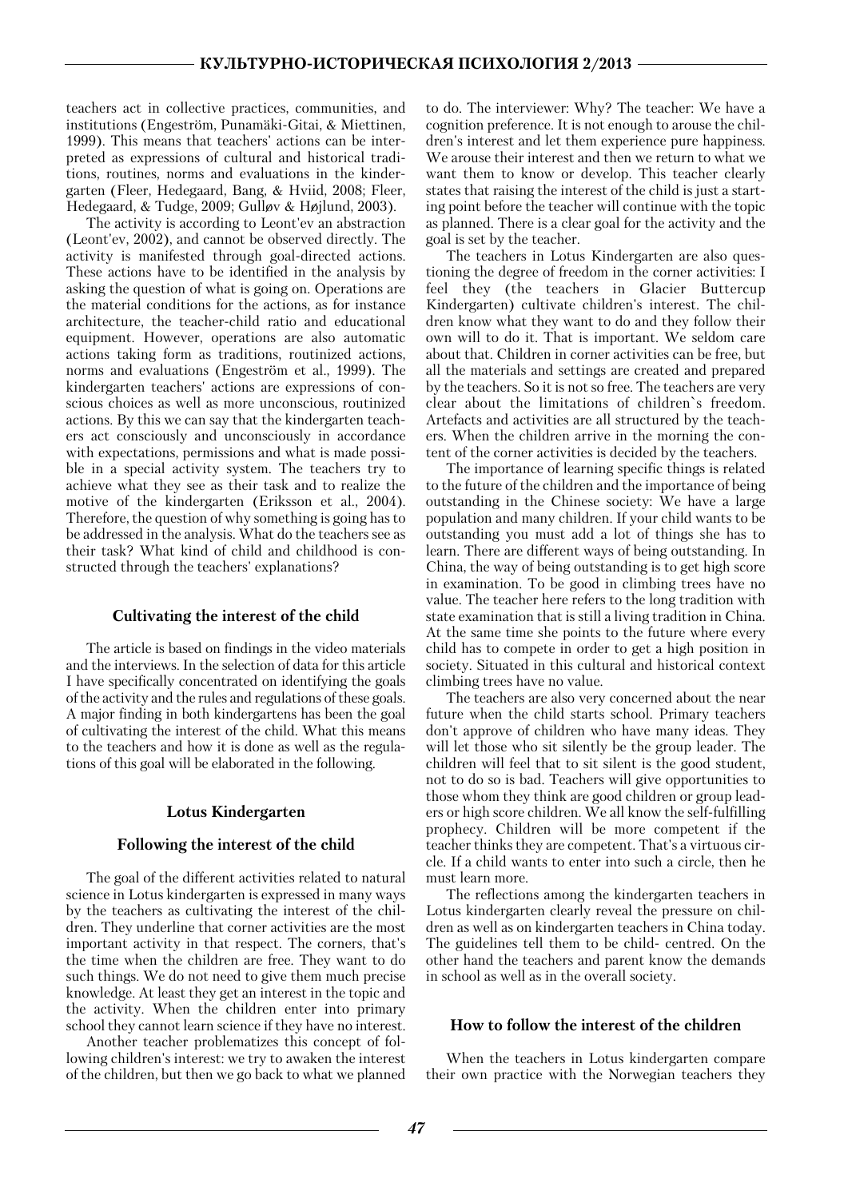teachers act in collective practices, communities, and institutions (Engeström, Punamäki-Gitai, & Miettinen, 1999). This means that teachers' actions can be interpreted as expressions of cultural and historical traditions, routines, norms and evaluations in the kindergarten (Fleer, Hedegaard, Bang, & Hviid, 2008; Fleer, Hedegaard, & Tudge, 2009; Gulløv & Højlund, 2003).

The activity is according to Leont'ev an abstraction (Leont'ev, 2002), and cannot be observed directly. The activity is manifested through goal-directed actions. These actions have to be identified in the analysis by asking the question of what is going on. Operations are the material conditions for the actions, as for instance architecture, the teacher-child ratio and educational equipment. However, operations are also automatic actions taking form as traditions, routinized actions, norms and evaluations (Engeström et al., 1999). The kindergarten teachers' actions are expressions of conscious choices as well as more unconscious, routinized actions. By this we can say that the kindergarten teachers act consciously and unconsciously in accordance with expectations, permissions and what is made possible in a special activity system. The teachers try to achieve what they see as their task and to realize the motive of the kindergarten (Eriksson et al., 2004). Therefore, the question of why something is going has to be addressed in the analysis. What do the teachers see as their task? What kind of child and childhood is constructed through the teachers' explanations?

## Cultivating the interest of the child

The article is based on findings in the video materials and the interviews. In the selection of data for this article I have specifically concentrated on identifying the goals of the activity and the rules and regulations of these goals. A major finding in both kindergartens has been the goal of cultivating the interest of the child. What this means to the teachers and how it is done as well as the regulations of this goal will be elaborated in the following.

## Lotus Kindergarten

### Following the interest of the child

The goal of the different activities related to natural science in Lotus kindergarten is expressed in many ways by the teachers as cultivating the interest of the children. They underline that corner activities are the most important activity in that respect. The corners, that's the time when the children are free. They want to do such things. We do not need to give them much precise knowledge. At least they get an interest in the topic and the activity. When the children enter into primary school they cannot learn science if they have no interest.

Another teacher problematizes this concept of following children's interest: we try to awaken the interest of the children, but then we go back to what we planned to do. The interviewer: Why? The teacher: We have a cognition preference. It is not enough to arouse the children's interest and let them experience pure happiness. We arouse their interest and then we return to what we want them to know or develop. This teacher clearly states that raising the interest of the child is just a starting point before the teacher will continue with the topic as planned. There is a clear goal for the activity and the goal is set by the teacher.

The teachers in Lotus Kindergarten are also questioning the degree of freedom in the corner activities: I feel they (the teachers in Glacier Buttercup Kindergarten) cultivate children's interest. The children know what they want to do and they follow their own will to do it. That is important. We seldom care about that. Children in corner activities can be free, but all the materials and settings are created and prepared by the teachers. So it is not so free. The teachers are very clear about the limitations of children`s freedom. Artefacts and activities are all structured by the teachers. When the children arrive in the morning the content of the corner activities is decided by the teachers.

The importance of learning specific things is related to the future of the children and the importance of being outstanding in the Chinese society: We have a large population and many children. If your child wants to be outstanding you must add a lot of things she has to learn. There are different ways of being outstanding. In China, the way of being outstanding is to get high score in examination. To be good in climbing trees have no value. The teacher here refers to the long tradition with state examination that is still a living tradition in China. At the same time she points to the future where every child has to compete in order to get a high position in society. Situated in this cultural and historical context climbing trees have no value.

The teachers are also very concerned about the near future when the child starts school. Primary teachers don't approve of children who have many ideas. They will let those who sit silently be the group leader. The children will feel that to sit silent is the good student, not to do so is bad. Teachers will give opportunities to those whom they think are good children or group leaders or high score children. We all know the self-fulfilling prophecy. Children will be more competent if the teacher thinks they are competent. That's a virtuous circle. If a child wants to enter into such a circle, then he must learn more.

The reflections among the kindergarten teachers in Lotus kindergarten clearly reveal the pressure on children as well as on kindergarten teachers in China today. The guidelines tell them to be child- centred. On the other hand the teachers and parent know the demands in school as well as in the overall society.

### How to follow the interest of the children

When the teachers in Lotus kindergarten compare their own practice with the Norwegian teachers they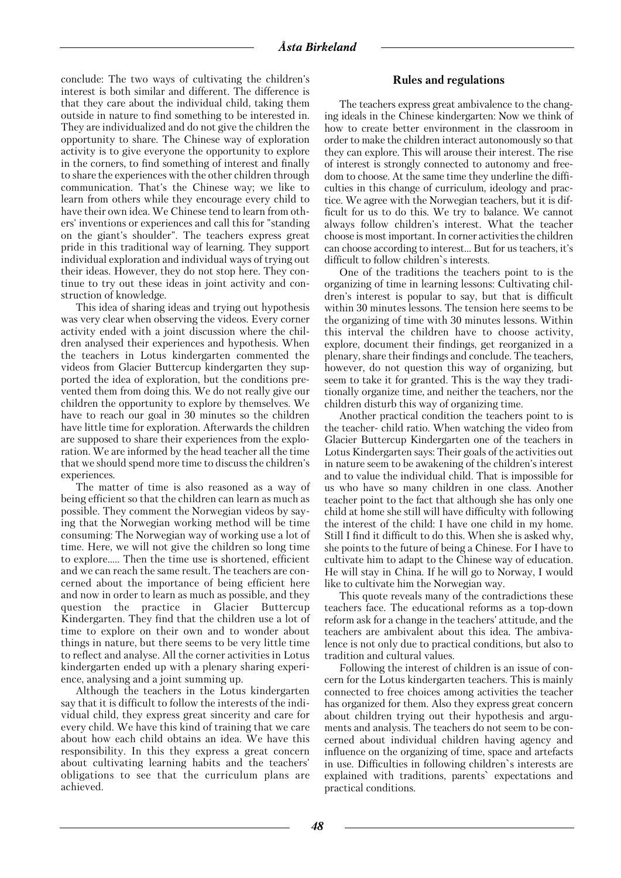conclude: The two ways of cultivating the children's interest is both similar and different. The difference is that they care about the individual child, taking them outside in nature to find something to be interested in. They are individualized and do not give the children the opportunity to share. The Chinese way of exploration activity is to give everyone the opportunity to explore in the corners, to find something of interest and finally to share the experiences with the other children through communication. That's the Chinese way; we like to learn from others while they encourage every child to have their own idea. We Chinese tend to learn from others' inventions or experiences and call this for "standing on the giant's shoulder". The teachers express great pride in this traditional way of learning. They support individual exploration and individual ways of trying out their ideas. However, they do not stop here. They continue to try out these ideas in joint activity and construction of knowledge.

This idea of sharing ideas and trying out hypothesis was very clear when observing the videos. Every corner activity ended with a joint discussion where the children analysed their experiences and hypothesis. When the teachers in Lotus kindergarten commented the videos from Glacier Buttercup kindergarten they supported the idea of exploration, but the conditions prevented them from doing this. We do not really give our children the opportunity to explore by themselves. We have to reach our goal in 30 minutes so the children have little time for exploration. Afterwards the children are supposed to share their experiences from the exploration. We are informed by the head teacher all the time that we should spend more time to discuss the children's experiences.

The matter of time is also reasoned as a way of being efficient so that the children can learn as much as possible. They comment the Norwegian videos by saying that the Norwegian working method will be time consuming: The Norwegian way of working use a lot of time. Here, we will not give the children so long time to explore..... Then the time use is shortened, efficient and we can reach the same result. The teachers are concerned about the importance of being efficient here and now in order to learn as much as possible, and they question the practice in Glacier Buttercup Kindergarten. They find that the children use a lot of time to explore on their own and to wonder about things in nature, but there seems to be very little time to reflect and analyse. All the corner activities in Lotus kindergarten ended up with a plenary sharing experience, analysing and a joint summing up.

Although the teachers in the Lotus kindergarten say that it is difficult to follow the interests of the individual child, they express great sincerity and care for every child. We have this kind of training that we care about how each child obtains an idea. We have this responsibility. In this they express a great concern about cultivating learning habits and the teachers' obligations to see that the curriculum plans are achieved.

## Rules and regulations

The teachers express great ambivalence to the changing ideals in the Chinese kindergarten: Now we think of how to create better environment in the classroom in order to make the children interact autonomously so that they can explore. This will arouse their interest. The rise of interest is strongly connected to autonomy and freedom to choose. At the same time they underline the difficulties in this change of curriculum, ideology and practice. We agree with the Norwegian teachers, but it is difficult for us to do this. We try to balance. We cannot always follow children's interest. What the teacher choose is most important. In corner activities the children can choose according to interest... But for us teachers, it's difficult to follow children`s interests.

One of the traditions the teachers point to is the organizing of time in learning lessons: Cultivating children's interest is popular to say, but that is difficult within 30 minutes lessons. The tension here seems to be the organizing of time with 30 minutes lessons. Within this interval the children have to choose activity, explore, document their findings, get reorganized in a plenary, share their findings and conclude. The teachers, however, do not question this way of organizing, but seem to take it for granted. This is the way they traditionally organize time, and neither the teachers, nor the children disturb this way of organizing time.

Another practical condition the teachers point to is the teacher- child ratio. When watching the video from Glacier Buttercup Kindergarten one of the teachers in Lotus Kindergarten says: Their goals of the activities out in nature seem to be awakening of the children's interest and to value the individual child. That is impossible for us who have so many children in one class. Another teacher point to the fact that although she has only one child at home she still will have difficulty with following the interest of the child: I have one child in my home. Still I find it difficult to do this. When she is asked why, she points to the future of being a Chinese. For I have to cultivate him to adapt to the Chinese way of education. He will stay in China. If he will go to Norway, I would like to cultivate him the Norwegian way.

This quote reveals many of the contradictions these teachers face. The educational reforms as a top-down reform ask for a change in the teachers' attitude, and the teachers are ambivalent about this idea. The ambivalence is not only due to practical conditions, but also to tradition and cultural values.

Following the interest of children is an issue of concern for the Lotus kindergarten teachers. This is mainly connected to free choices among activities the teacher has organized for them. Also they express great concern about children trying out their hypothesis and arguments and analysis. The teachers do not seem to be concerned about individual children having agency and influence on the organizing of time, space and artefacts in use. Difficulties in following children`s interests are explained with traditions, parents` expectations and practical conditions.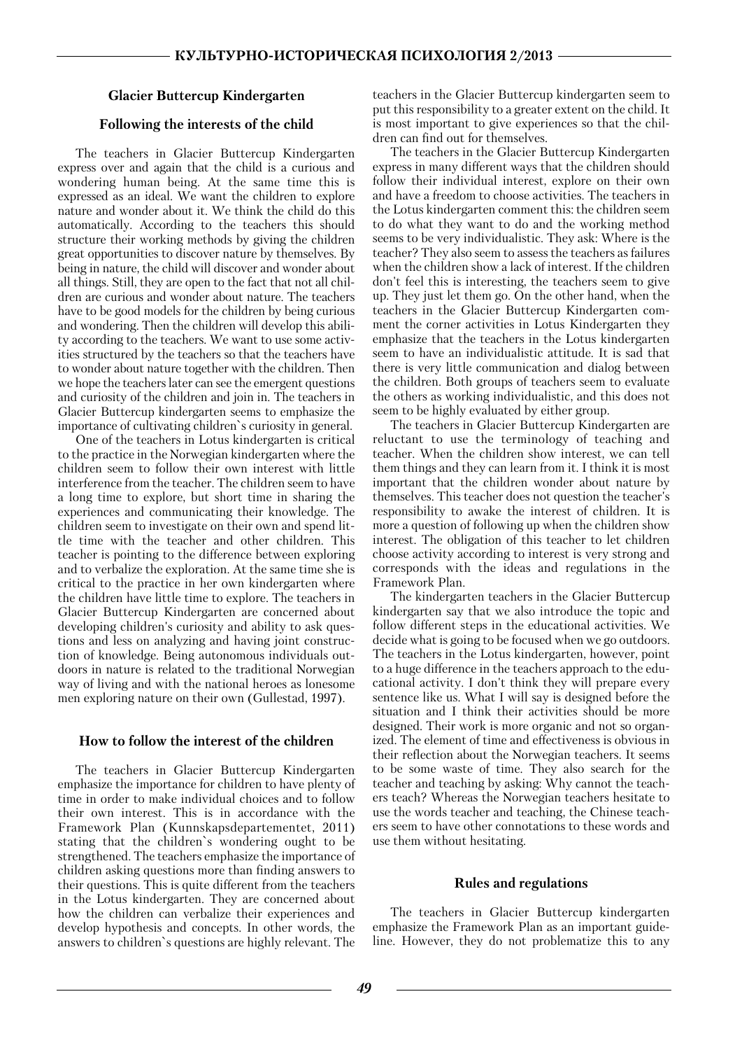### Glacier Buttercup Kindergarten

#### Following the interests of the child

The teachers in Glacier Buttercup Kindergarten express over and again that the child is a curious and wondering human being. At the same time this is expressed as an ideal. We want the children to explore nature and wonder about it. We think the child do this automatically. According to the teachers this should structure their working methods by giving the children great opportunities to discover nature by themselves. By being in nature, the child will discover and wonder about all things. Still, they are open to the fact that not all children are curious and wonder about nature. The teachers have to be good models for the children by being curious and wondering. Then the children will develop this ability according to the teachers. We want to use some activities structured by the teachers so that the teachers have to wonder about nature together with the children. Then we hope the teachers later can see the emergent questions and curiosity of the children and join in. The teachers in Glacier Buttercup kindergarten seems to emphasize the importance of cultivating children`s curiosity in general.

One of the teachers in Lotus kindergarten is critical to the practice in the Norwegian kindergarten where the children seem to follow their own interest with little interference from the teacher. The children seem to have a long time to explore, but short time in sharing the experiences and communicating their knowledge. The children seem to investigate on their own and spend little time with the teacher and other children. This teacher is pointing to the difference between exploring and to verbalize the exploration. At the same time she is critical to the practice in her own kindergarten where the children have little time to explore. The teachers in Glacier Buttercup Kindergarten are concerned about developing children's curiosity and ability to ask questions and less on analyzing and having joint construction of knowledge. Being autonomous individuals outdoors in nature is related to the traditional Norwegian way of living and with the national heroes as lonesome men exploring nature on their own (Gullestad, 1997).

#### How to follow the interest of the children

The teachers in Glacier Buttercup Kindergarten emphasize the importance for children to have plenty of time in order to make individual choices and to follow their own interest. This is in accordance with the Framework Plan (Kunnskapsdepartementet, 2011) stating that the children`s wondering ought to be strengthened. The teachers emphasize the importance of children asking questions more than finding answers to their questions. This is quite different from the teachers in the Lotus kindergarten. They are concerned about how the children can verbalize their experiences and develop hypothesis and concepts. In other words, the answers to children`s questions are highly relevant. The teachers in the Glacier Buttercup kindergarten seem to put this responsibility to a greater extent on the child. It is most important to give experiences so that the children can find out for themselves.

The teachers in the Glacier Buttercup Kindergarten express in many different ways that the children should follow their individual interest, explore on their own and have a freedom to choose activities. The teachers in the Lotus kindergarten comment this: the children seem to do what they want to do and the working method seems to be very individualistic. They ask: Where is the teacher? They also seem to assess the teachers as failures when the children show a lack of interest. If the children don't feel this is interesting, the teachers seem to give up. They just let them go. On the other hand, when the teachers in the Glacier Buttercup Kindergarten comment the corner activities in Lotus Kindergarten they emphasize that the teachers in the Lotus kindergarten seem to have an individualistic attitude. It is sad that there is very little communication and dialog between the children. Both groups of teachers seem to evaluate the others as working individualistic, and this does not seem to be highly evaluated by either group.

The teachers in Glacier Buttercup Kindergarten are reluctant to use the terminology of teaching and teacher. When the children show interest, we can tell them things and they can learn from it. I think it is most important that the children wonder about nature by themselves. This teacher does not question the teacher's responsibility to awake the interest of children. It is more a question of following up when the children show interest. The obligation of this teacher to let children choose activity according to interest is very strong and corresponds with the ideas and regulations in the Framework Plan.

The kindergarten teachers in the Glacier Buttercup kindergarten say that we also introduce the topic and follow different steps in the educational activities. We decide what is going to be focused when we go outdoors. The teachers in the Lotus kindergarten, however, point to a huge difference in the teachers approach to the educational activity. I don't think they will prepare every sentence like us. What I will say is designed before the situation and I think their activities should be more designed. Their work is more organic and not so organized. The element of time and effectiveness is obvious in their reflection about the Norwegian teachers. It seems to be some waste of time. They also search for the teacher and teaching by asking: Why cannot the teachers teach? Whereas the Norwegian teachers hesitate to use the words teacher and teaching, the Chinese teachers seem to have other connotations to these words and use them without hesitating.

#### Rules and regulations

The teachers in Glacier Buttercup kindergarten emphasize the Framework Plan as an important guideline. However, they do not problematize this to any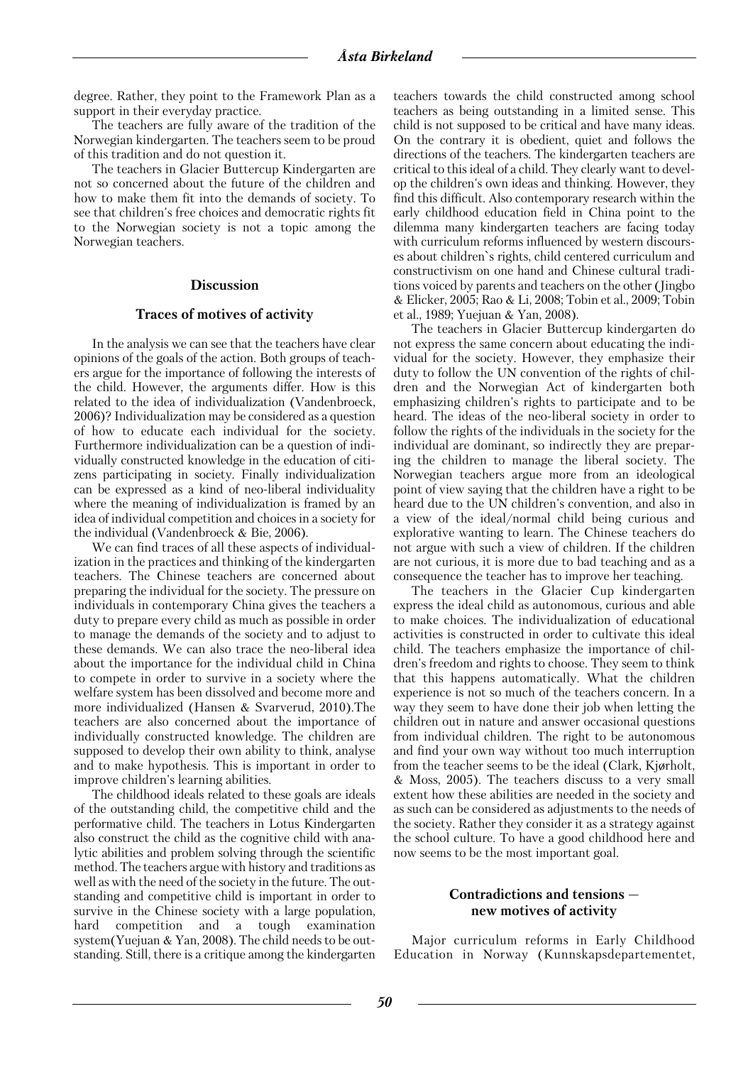degree. Rather, they point to the Framework Plan as a support in their everyday practice.

The teachers are fully aware of the tradition of the Norwegian kindergarten. The teachers seem to be proud of this tradition and do not question it.

The teachers in Glacier Buttercup Kindergarten are not so concerned about the future of the children and how to make them fit into the demands of society. To see that children's free choices and democratic rights fit to the Norwegian society is not a topic among the Norwegian teachers.

## Discussion

### Traces of motives of activity

In the analysis we can see that the teachers have clear opinions of the goals of the action. Both groups of teachers argue for the importance of following the interests of the child. However, the arguments differ. How is this related to the idea of individualization (Vandenbroeck, 2006)? Individualization may be considered as a question of how to educate each individual for the society. Furthermore individualization can be a question of individually constructed knowledge in the education of citizens participating in society. Finally individualization can be expressed as a kind of neo-liberal individuality where the meaning of individualization is framed by an idea of individual competition and choices in a society for the individual (Vandenbroeck & Bie, 2006).

We can find traces of all these aspects of individualization in the practices and thinking of the kindergarten teachers. The Chinese teachers are concerned about preparing the individual for the society. The pressure on individuals in contemporary China gives the teachers a duty to prepare every child as much as possible in order to manage the demands of the society and to adjust to these demands. We can also trace the neo-liberal idea about the importance for the individual child in China to compete in order to survive in a society where the welfare system has been dissolved and become more and more individualized (Hansen & Svarverud, 2010).The teachers are also concerned about the importance of individually constructed knowledge. The children are supposed to develop their own ability to think, analyse and to make hypothesis. This is important in order to improve children's learning abilities.

The childhood ideals related to these goals are ideals of the outstanding child, the competitive child and the performative child. The teachers in Lotus Kindergarten also construct the child as the cognitive child with analytic abilities and problem solving through the scientific method. The teachers argue with history and traditions as well as with the need of the society in the future. The outstanding and competitive child is important in order to survive in the Chinese society with a large population, hard competition and a tough examination system(Yuejuan & Yan, 2008). The child needs to be outstanding. Still, there is a critique among the kindergarten teachers towards the child constructed among school teachers as being outstanding in a limited sense. This child is not supposed to be critical and have many ideas. On the contrary it is obedient, quiet and follows the directions of the teachers. The kindergarten teachers are critical to this ideal of a child. They clearly want to develop the children's own ideas and thinking. However, they find this difficult. Also contemporary research within the early childhood education field in China point to the dilemma many kindergarten teachers are facing today with curriculum reforms influenced by western discourses about children`s rights, child centered curriculum and constructivism on one hand and Chinese cultural traditions voiced by parents and teachers on the other (Jingbo & Elicker, 2005; Rao & Li, 2008; Tobin et al., 2009; Tobin et al., 1989; Yuejuan & Yan, 2008).

The teachers in Glacier Buttercup kindergarten do not express the same concern about educating the individual for the society. However, they emphasize their duty to follow the UN convention of the rights of children and the Norwegian Act of kindergarten both emphasizing children's rights to participate and to be heard. The ideas of the neo-liberal society in order to follow the rights of the individuals in the society for the individual are dominant, so indirectly they are preparing the children to manage the liberal society. The Norwegian teachers argue more from an ideological point of view saying that the children have a right to be heard due to the UN children's convention, and also in a view of the ideal/normal child being curious and explorative wanting to learn. The Chinese teachers do not argue with such a view of children. If the children are not curious, it is more due to bad teaching and as a consequence the teacher has to improve her teaching.

The teachers in the Glacier Cup kindergarten express the ideal child as autonomous, curious and able to make choices. The individualization of educational activities is constructed in order to cultivate this ideal child. The teachers emphasize the importance of children's freedom and rights to choose. They seem to think that this happens automatically. What the children experience is not so much of the teachers concern. In a way they seem to have done their job when letting the children out in nature and answer occasional questions from individual children. The right to be autonomous and find your own way without too much interruption from the teacher seems to be the ideal (Clark, Kjørholt, & Moss, 2005). The teachers discuss to a very small extent how these abilities are needed in the society and as such can be considered as adjustments to the needs of the society. Rather they consider it as a strategy against the school culture. To have a good childhood here and now seems to be the most important goal.

### Contradictions and tensions — new motives of activity

Major curriculum reforms in Early Childhood Education in Norway (Kunnskapsdepartementet,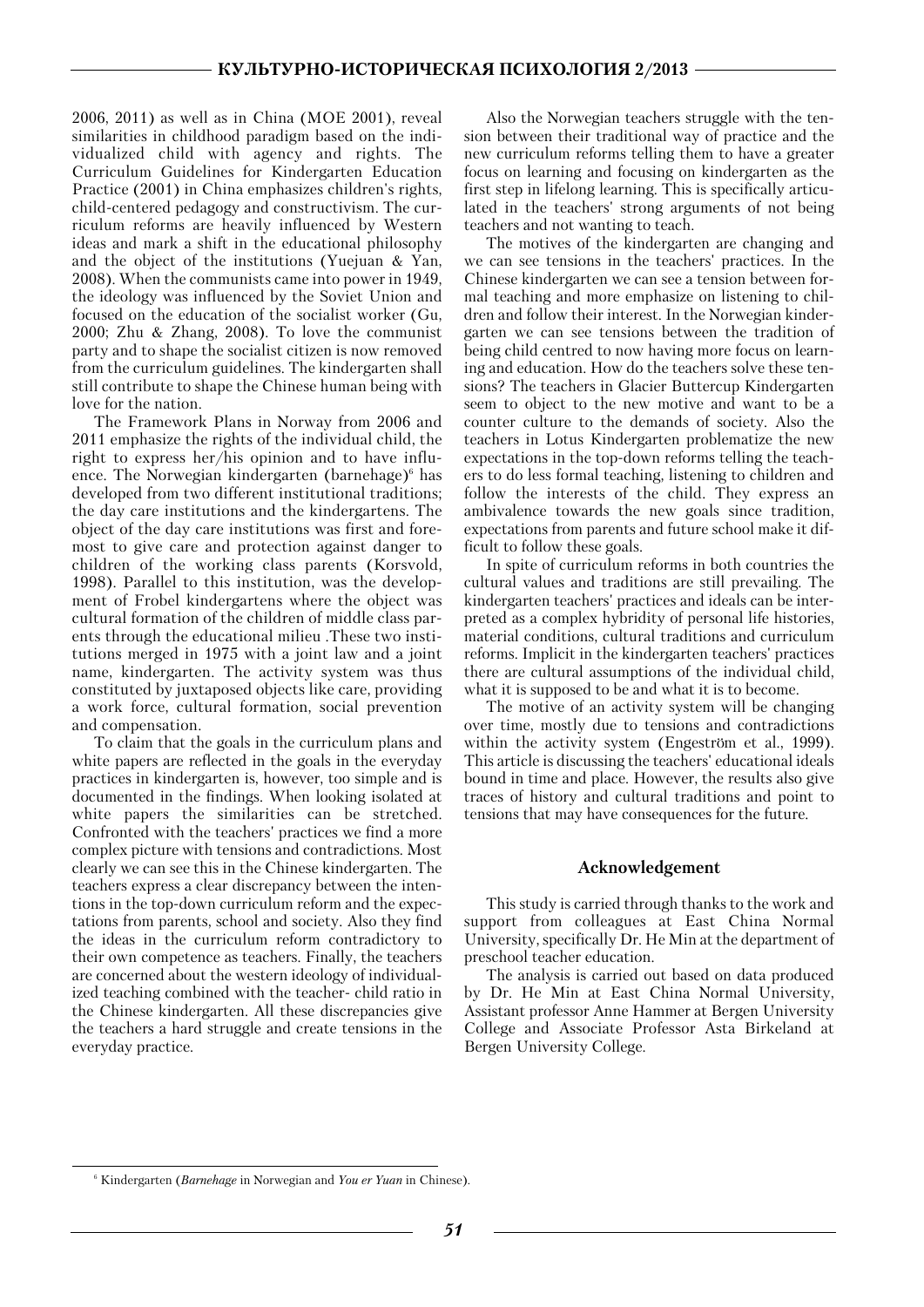2006, 2011) as well as in China (MOE 2001), reveal similarities in childhood paradigm based on the individualized child with agency and rights. The Curriculum Guidelines for Kindergarten Education Practice (2001) in China emphasizes children's rights, child-centered pedagogy and constructivism. The curriculum reforms are heavily influenced by Western ideas and mark a shift in the educational philosophy and the object of the institutions (Yuejuan & Yan, 2008). When the communists came into power in 1949, the ideology was influenced by the Soviet Union and focused on the education of the socialist worker (Gu, 2000; Zhu & Zhang, 2008). To love the communist party and to shape the socialist citizen is now removed from the curriculum guidelines. The kindergarten shall still contribute to shape the Chinese human being with love for the nation.

The Framework Plans in Norway from 2006 and 2011 emphasize the rights of the individual child, the right to express her/his opinion and to have influence. The Norwegian kindergarten (barnehage)[6] has developed from two different institutional traditions; the day care institutions and the kindergartens. The object of the day care institutions was first and foremost to give care and protection against danger to children of the working class parents (Korsvold, 1998). Parallel to this institution, was the development of Frobel kindergartens where the object was cultural formation of the children of middle class parents through the educational milieu .These two institutions merged in 1975 with a joint law and a joint name, kindergarten. The activity system was thus constituted by juxtaposed objects like care, providing a work force, cultural formation, social prevention and compensation.

To claim that the goals in the curriculum plans and white papers are reflected in the goals in the everyday practices in kindergarten is, however, too simple and is documented in the findings. When looking isolated at white papers the similarities can be stretched. Confronted with the teachers' practices we find a more complex picture with tensions and contradictions. Most clearly we can see this in the Chinese kindergarten. The teachers express a clear discrepancy between the intentions in the top-down curriculum reform and the expectations from parents, school and society. Also they find the ideas in the curriculum reform contradictory to their own competence as teachers. Finally, the teachers are concerned about the western ideology of individualized teaching combined with the teacher- child ratio in the Chinese kindergarten. All these discrepancies give the teachers a hard struggle and create tensions in the everyday practice.

Also the Norwegian teachers struggle with the tension between their traditional way of practice and the new curriculum reforms telling them to have a greater focus on learning and focusing on kindergarten as the first step in lifelong learning. This is specifically articulated in the teachers' strong arguments of not being teachers and not wanting to teach.

The motives of the kindergarten are changing and we can see tensions in the teachers' practices. In the Chinese kindergarten we can see a tension between formal teaching and more emphasize on listening to children and follow their interest. In the Norwegian kindergarten we can see tensions between the tradition of being child centred to now having more focus on learning and education. How do the teachers solve these tensions? The teachers in Glacier Buttercup Kindergarten seem to object to the new motive and want to be a counter culture to the demands of society. Also the teachers in Lotus Kindergarten problematize the new expectations in the top-down reforms telling the teachers to do less formal teaching, listening to children and follow the interests of the child. They express an ambivalence towards the new goals since tradition, expectations from parents and future school make it difficult to follow these goals.

In spite of curriculum reforms in both countries the cultural values and traditions are still prevailing. The kindergarten teachers' practices and ideals can be interpreted as a complex hybridity of personal life histories, material conditions, cultural traditions and curriculum reforms. Implicit in the kindergarten teachers' practices there are cultural assumptions of the individual child, what it is supposed to be and what it is to become.

The motive of an activity system will be changing over time, mostly due to tensions and contradictions within the activity system (Engeström et al., 1999). This article is discussing the teachers' educational ideals bound in time and place. However, the results also give traces of history and cultural traditions and point to tensions that may have consequences for the future.

## Acknowledgement

This study is carried through thanks to the work and support from colleagues at East China Normal University, specifically Dr. He Min at the department of preschool teacher education.

The analysis is carried out based on data produced by Dr. He Min at East China Normal University, Assistant professor Anne Hammer at Bergen University College and Associate Professor Asta Birkeland at Bergen University College.

---

[6] Kindergarten (*Barnehage* in Norwegian and *You er Yuan* in Chinese).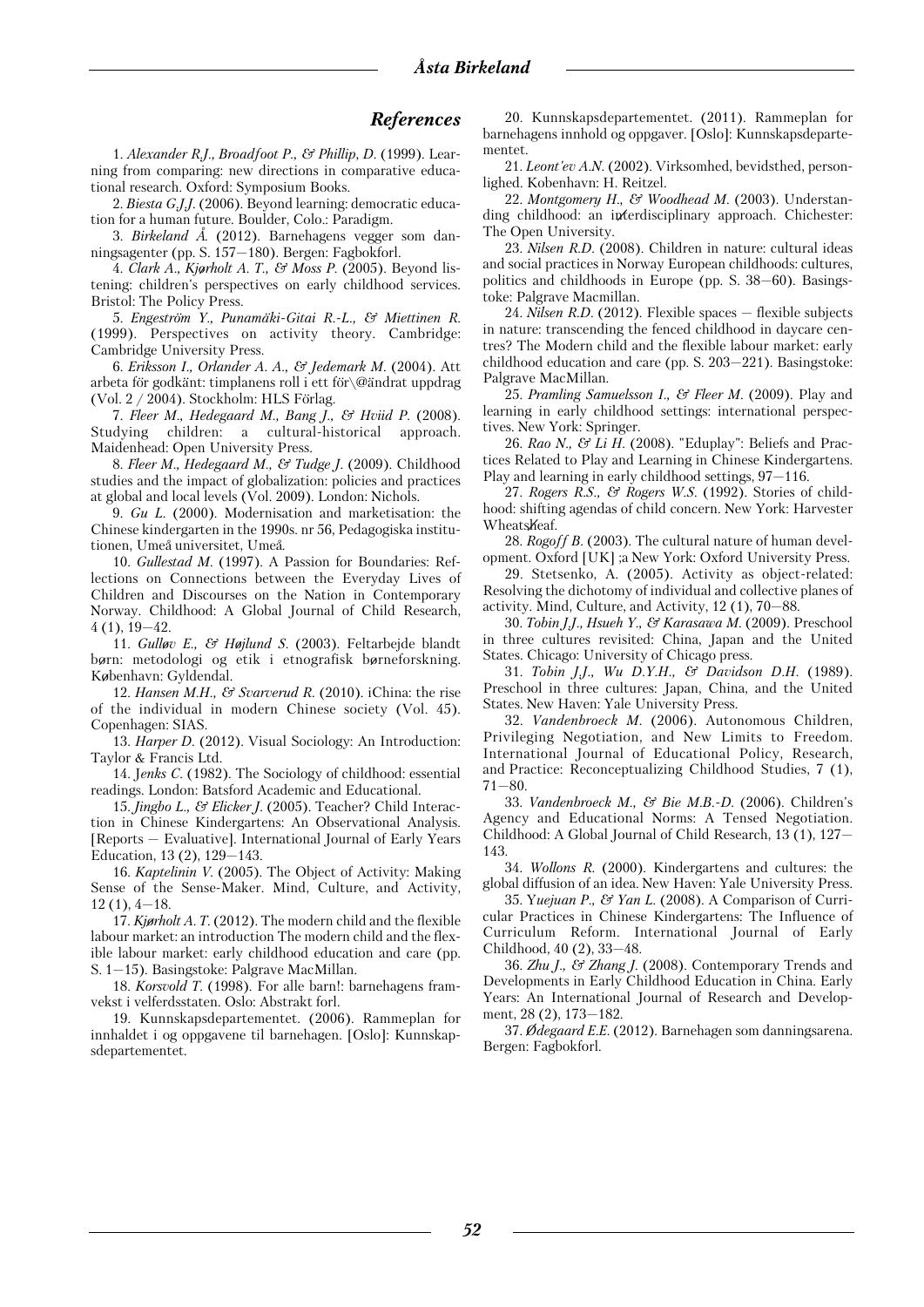## *References*

1. *Alexander R.J., Broadfoot P., & Phillip, D.* (1999). Learning from comparing: new directions in comparative educational research. Oxford: Symposium Books.

2. *Biesta G.J.J.* (2006). Beyond learning: democratic education for a human future. Boulder, Colo.: Paradigm.

3. *Birkeland Å.* (2012). Barnehagens vegger som danningsagenter (pp. S. 157—180). Bergen: Fagbokforl.

4. *Clark A., Kjørholt A. T., & Moss P.* (2005). Beyond listening: children's perspectives on early childhood services. Bristol: The Policy Press.

5. *Engeström Y., Punamäki-Gitai R.-L., & Miettinen R.* (1999). Perspectives on activity theory. Cambridge: Cambridge University Press.

6. *Eriksson I., Orlander A. A., & Jedemark M.* (2004). Att arbeta för godkänt: timplanens roll i ett för\@ändrat uppdrag (Vol. 2 / 2004). Stockholm: HLS Förlag.

7. *Fleer M., Hedegaard M., Bang J., & Hviid P.* (2008). Studying children: a cultural-historical approach. Maidenhead: Open University Press.

8. *Fleer M., Hedegaard M., & Tudge J.* (2009). Childhood studies and the impact of globalization: policies and practices at global and local levels (Vol. 2009). London: Nichols.

9. *Gu L.* (2000). Modernisation and marketisation: the Chinese kindergarten in the 1990s. nr 56, Pedagogiska institutionen, Umeå universitet, Umeå.

10. *Gullestad M.* (1997). A Passion for Boundaries: Reflections on Connections between the Everyday Lives of Children and Discourses on the Nation in Contemporary Norway. Childhood: A Global Journal of Child Research, 4 (1), 19—42.

11. *Gulløv E., & Højlund S.* (2003). Feltarbejde blandt børn: metodologi og etik i etnografisk børneforskning. København: Gyldendal.

12. *Hansen M.H., & Svarverud R.* (2010). iChina: the rise of the individual in modern Chinese society (Vol. 45). Copenhagen: SIAS.

13. *Harper D.* (2012). Visual Sociology: An Introduction: Taylor & Francis Ltd.

14. *Jenks C.* (1982). The Sociology of childhood: essential readings. London: Batsford Academic and Educational.

15. *Jingbo L., & Elicker J.* (2005). Teacher? Child Interaction in Chinese Kindergartens: An Observational Analysis. [Reports — Evaluative]. International Journal of Early Years Education, 13 (2), 129—143.

16. *Kaptelinin V.* (2005). The Object of Activity: Making Sense of the Sense-Maker. Mind, Culture, and Activity, 12 (1), 4—18.

17. *Kjørholt A. T.* (2012). The modern child and the flexible labour market: an introduction The modern child and the flexible labour market: early childhood education and care (pp. S. 1—15). Basingstoke: Palgrave MacMillan.

18. *Korsvold T.* (1998). For alle barn!: barnehagens framvekst i velferdsstaten. Oslo: Abstrakt forl.

19. Kunnskapsdepartementet. (2006). Rammeplan for innhaldet i og oppgavene til barnehagen. [Oslo]: Kunnskapsdepartementet.

20. Kunnskapsdepartementet. (2011). Rammeplan for barnehagens innhold og oppgaver. [Oslo]: Kunnskapsdepartementet.

21. *Leont'ev A.N.* (2002). Virksomhed, bevidsthed, personlighed. Kobenhavn: H. Reitzel.

22. *Montgomery H., & Woodhead M.* (2003). Understanding childhood: an interdisciplinary approach. Chichester: The Open University.

23. *Nilsen R.D.* (2008). Children in nature: cultural ideas and social practices in Norway European childhoods: cultures, politics and childhoods in Europe (pp. S. 38—60). Basingstoke: Palgrave Macmillan.

24. *Nilsen R.D.* (2012). Flexible spaces — flexible subjects in nature: transcending the fenced childhood in daycare centres? The Modern child and the flexible labour market: early childhood education and care (pp. S. 203—221). Basingstoke: Palgrave MacMillan.

25. *Pramling Samuelsson I., & Fleer M.* (2009). Play and learning in early childhood settings: international perspectives. New York: Springer.

26. *Rao N., & Li H.* (2008). "Eduplay": Beliefs and Practices Related to Play and Learning in Chinese Kindergartens. Play and learning in early childhood settings, 97—116.

27. *Rogers R.S., & Rogers W.S.* (1992). Stories of childhood: shifting agendas of child concern. New York: Harvester Wheatsheaf.

28. *Rogoff B.* (2003). The cultural nature of human development. Oxford [UK] ;a New York: Oxford University Press.

29. Stetsenko, A. (2005). Activity as object-related: Resolving the dichotomy of individual and collective planes of activity. Mind, Culture, and Activity, 12 (1), 70—88.

30. *Tobin J.J., Hsueh Y., & Karasawa M.* (2009). Preschool in three cultures revisited: China, Japan and the United States. Chicago: University of Chicago press.

31. *Tobin J.J., Wu D.Y.H., & Davidson D.H.* (1989). Preschool in three cultures: Japan, China, and the United States. New Haven: Yale University Press.

32. *Vandenbroeck M.* (2006). Autonomous Children, Privileging Negotiation, and New Limits to Freedom. International Journal of Educational Policy, Research, and Practice: Reconceptualizing Childhood Studies, 7 (1), 71—80.

33. *Vandenbroeck M., & Bie M.B.-D.* (2006). Children's Agency and Educational Norms: A Tensed Negotiation. Childhood: A Global Journal of Child Research, 13 (1), 127—143.

34. *Wollons R.* (2000). Kindergartens and cultures: the global diffusion of an idea. New Haven: Yale University Press.

35. *Yuejuan P., & Yan L.* (2008). A Comparison of Curricular Practices in Chinese Kindergartens: The Influence of Curriculum Reform. International Journal of Early Childhood, 40 (2), 33—48.

36. *Zhu J., & Zhang J.* (2008). Contemporary Trends and Developments in Early Childhood Education in China. Early Years: An International Journal of Research and Development, 28 (2), 173—182.

37. *Ødegaard E.E.* (2012). Barnehagen som danningsarena. Bergen: Fagbokforl.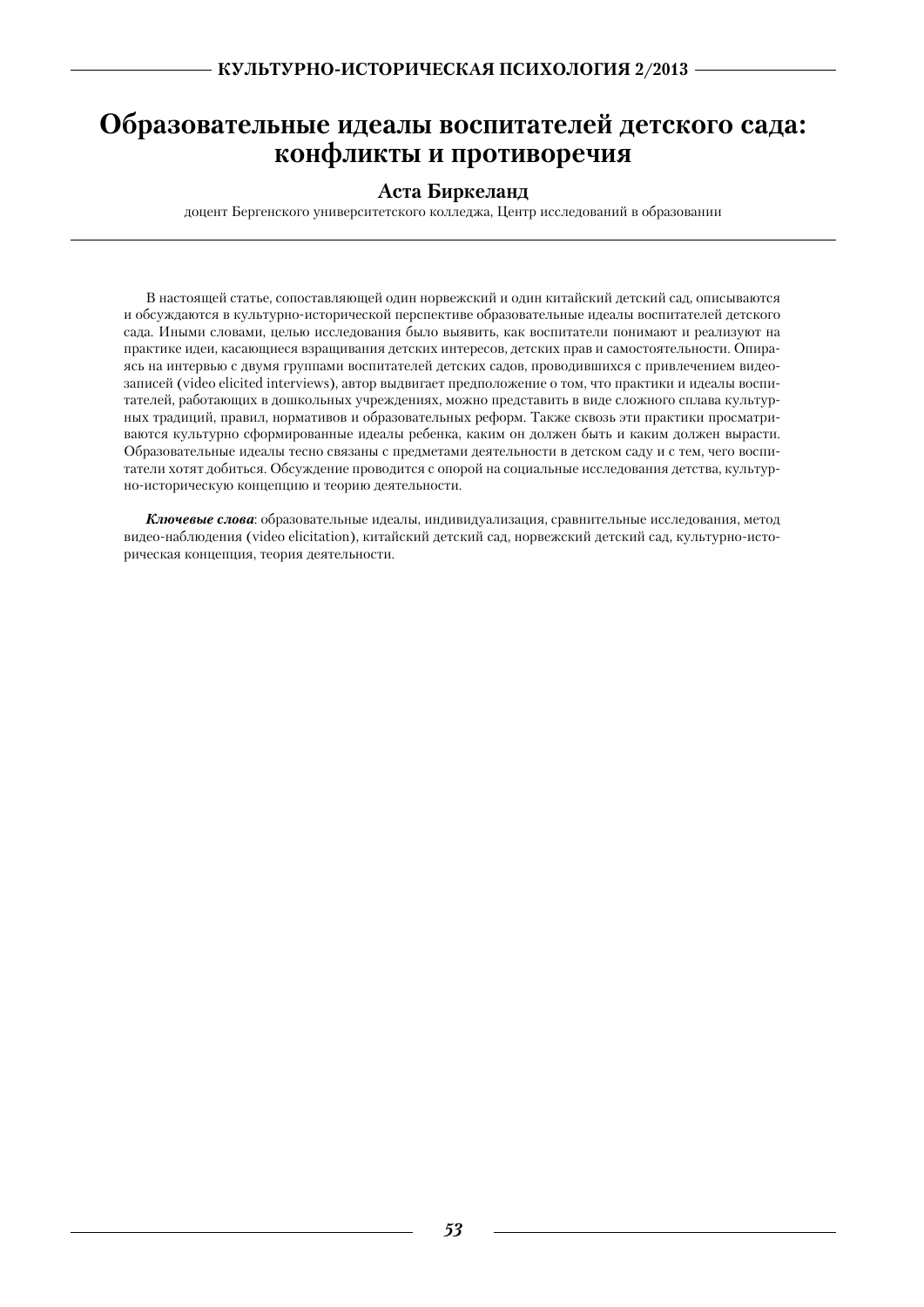# Образовательные идеалы воспитателей детского сада: конфликты и противоречия

**Аста Биркеланд**

доцент Бергенского университетского колледжа, Центр исследований в образовании

В настоящей статье, сопоставляющей один норвежский и один китайский детский сад, описываются и обсуждаются в культурно-исторической перспективе образовательные идеалы воспитателей детского сада. Иными словами, целью исследования было выявить, как воспитатели понимают и реализуют на практике идеи, касающиеся взращивания детских интересов, детских прав и самостоятельности. Опираясь на интервью с двумя группами воспитателей детских садов, проводившихся с привлечением видеозаписей (video elicited interviews), автор выдвигает предположение о том, что практики и идеалы воспитателей, работающих в дошкольных учреждениях, можно представить в виде сложного сплава культурных традиций, правил, нормативов и образовательных реформ. Также сквозь эти практики просматриваются культурно сформированные идеалы ребенка, каким он должен быть и каким должен вырасти. Образовательные идеалы тесно связаны с предметами деятельности в детском саду и с тем, чего воспитатели хотят добиться. Обсуждение проводится с опорой на социальные исследования детства, культурно-историческую концепцию и теорию деятельности.

***Ключевые слова***: образовательные идеалы, индивидуализация, сравнительные исследования, метод видео-наблюдения (video elicitation), китайский детский сад, норвежский детский сад, культурно-историческая концепция, теория деятельности.